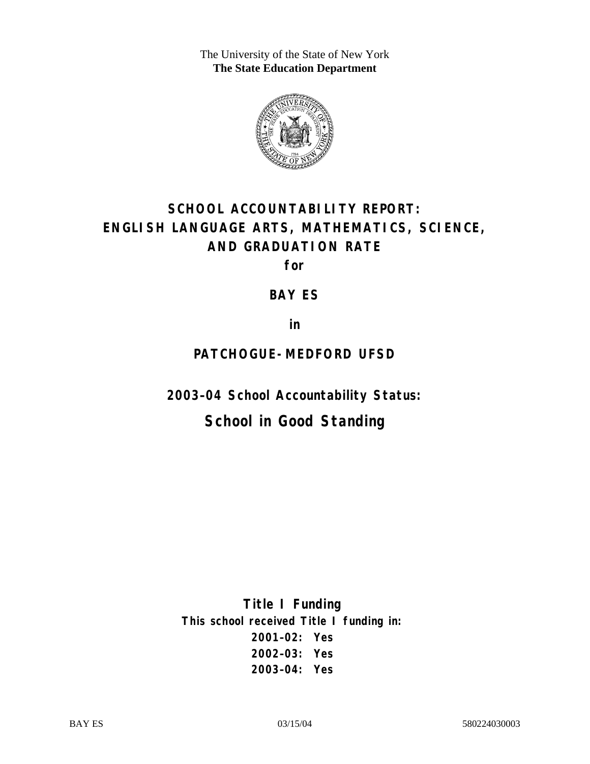The University of the State of New York
**The State Education Department**

# SCHOOL ACCOUNTABILITY REPORT: ENGLISH LANGUAGE ARTS, MATHEMATICS, SCIENCE, AND GRADUATION RATE

**for**

## BAY ES

**in**

## PATCHOGUE-MEDFORD UFSD

## 2003–04 School Accountability Status:

## School in Good Standing

**Title I Funding**

**This school received Title I funding in:**

**2001–02: Yes**

**2002–03: Yes**

**2003–04: Yes**

BAY ES 03/15/04 580224030003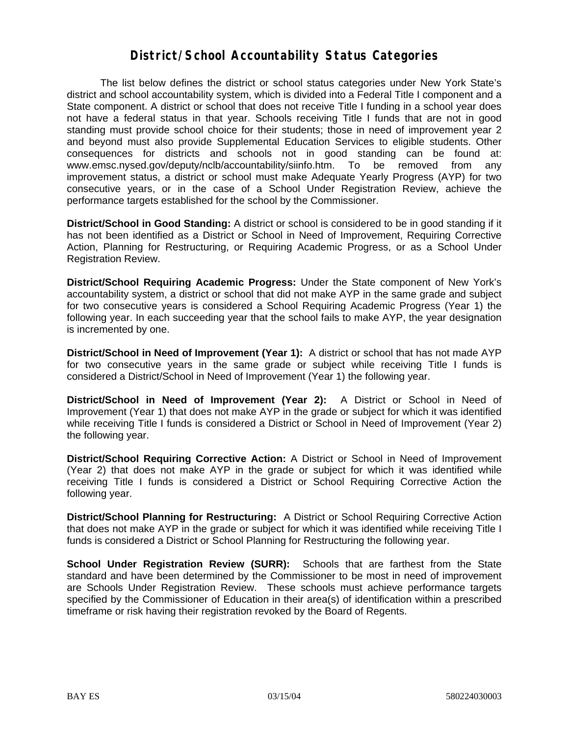# District/School Accountability Status Categories

The list below defines the district or school status categories under New York State's district and school accountability system, which is divided into a Federal Title I component and a State component. A district or school that does not receive Title I funding in a school year does not have a federal status in that year. Schools receiving Title I funds that are not in good standing must provide school choice for their students; those in need of improvement year 2 and beyond must also provide Supplemental Education Services to eligible students. Other consequences for districts and schools not in good standing can be found at: www.emsc.nysed.gov/deputy/nclb/accountability/siinfo.htm. To be removed from any improvement status, a district or school must make Adequate Yearly Progress (AYP) for two consecutive years, or in the case of a School Under Registration Review, achieve the performance targets established for the school by the Commissioner.

**District/School in Good Standing:** A district or school is considered to be in good standing if it has not been identified as a District or School in Need of Improvement, Requiring Corrective Action, Planning for Restructuring, or Requiring Academic Progress, or as a School Under Registration Review.

**District/School Requiring Academic Progress:** Under the State component of New York's accountability system, a district or school that did not make AYP in the same grade and subject for two consecutive years is considered a School Requiring Academic Progress (Year 1) the following year. In each succeeding year that the school fails to make AYP, the year designation is incremented by one.

**District/School in Need of Improvement (Year 1):** A district or school that has not made AYP for two consecutive years in the same grade or subject while receiving Title I funds is considered a District/School in Need of Improvement (Year 1) the following year.

**District/School in Need of Improvement (Year 2):** A District or School in Need of Improvement (Year 1) that does not make AYP in the grade or subject for which it was identified while receiving Title I funds is considered a District or School in Need of Improvement (Year 2) the following year.

**District/School Requiring Corrective Action:** A District or School in Need of Improvement (Year 2) that does not make AYP in the grade or subject for which it was identified while receiving Title I funds is considered a District or School Requiring Corrective Action the following year.

**District/School Planning for Restructuring:** A District or School Requiring Corrective Action that does not make AYP in the grade or subject for which it was identified while receiving Title I funds is considered a District or School Planning for Restructuring the following year.

**School Under Registration Review (SURR):** Schools that are farthest from the State standard and have been determined by the Commissioner to be most in need of improvement are Schools Under Registration Review. These schools must achieve performance targets specified by the Commissioner of Education in their area(s) of identification within a prescribed timeframe or risk having their registration revoked by the Board of Regents.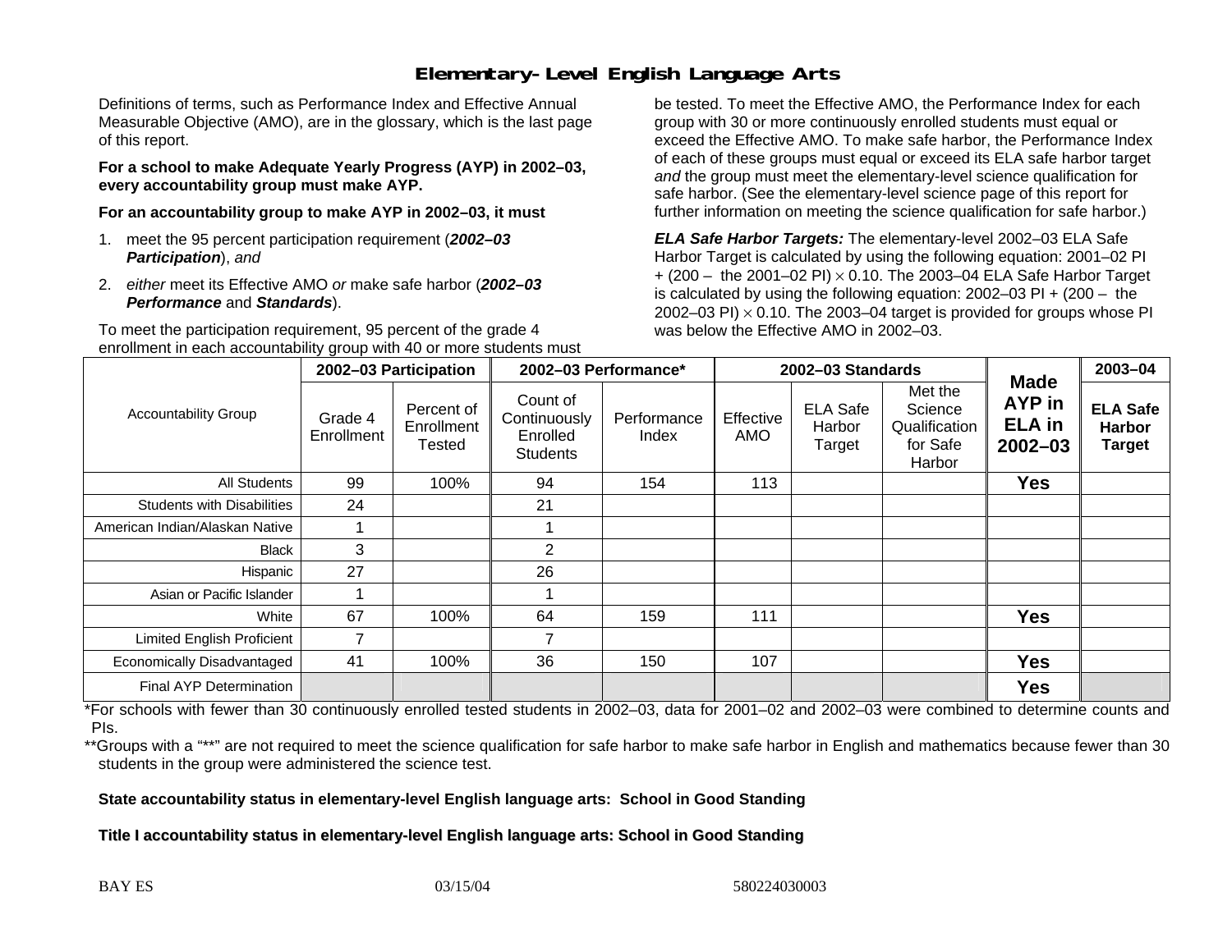# Elementary-Level English Language Arts

Definitions of terms, such as Performance Index and Effective Annual Measurable Objective (AMO), are in the glossary, which is the last page of this report.

**For a school to make Adequate Yearly Progress (AYP) in 2002–03, every accountability group must make AYP.**

**For an accountability group to make AYP in 2002–03, it must**

1. meet the 95 percent participation requirement (***2002–03 Participation***), *and*
2. *either* meet its Effective AMO *or* make safe harbor (***2002–03 Performance*** and ***Standards***).

To meet the participation requirement, 95 percent of the grade 4 enrollment in each accountability group with 40 or more students must be tested. To meet the Effective AMO, the Performance Index for each group with 30 or more continuously enrolled students must equal or exceed the Effective AMO. To make safe harbor, the Performance Index of each of these groups must equal or exceed its ELA safe harbor target *and* the group must meet the elementary-level science qualification for safe harbor. (See the elementary-level science page of this report for further information on meeting the science qualification for safe harbor.)

***ELA Safe Harbor Targets:*** The elementary-level 2002–03 ELA Safe Harbor Target is calculated by using the following equation: 2001–02 PI + (200 – the 2001–02 PI) $\times$ 0.10. The 2003–04 ELA Safe Harbor Target is calculated by using the following equation: 2002–03 PI + (200 – the 2002–03 PI) $\times$ 0.10. The 2003–04 target is provided for groups whose PI was below the Effective AMO in 2002–03.

| Accountability Group | 2002–03 Participation | | 2002–03 Performance* | | 2002–03 Standards | | | Made AYP in ELA in 2002–03 | 2003–04 |
|---|---|---|---|---|---|---|---|---|---|
| | Grade 4 Enrollment | Percent of Enrollment Tested | Count of Continuously Enrolled Students | Performance Index | Effective AMO | ELA Safe Harbor Target | Met the Science Qualification for Safe Harbor | | ELA Safe Harbor Target |
| All Students | 99 | 100% | 94 | 154 | 113 | | | **Yes** | |
| Students with Disabilities | 24 | | 21 | | | | | | |
| American Indian/Alaskan Native | 1 | | 1 | | | | | | |
| Black | 3 | | 2 | | | | | | |
| Hispanic | 27 | | 26 | | | | | | |
| Asian or Pacific Islander | 1 | | 1 | | | | | | |
| White | 67 | 100% | 64 | 159 | 111 | | | **Yes** | |
| Limited English Proficient | 7 | | 7 | | | | | | |
| Economically Disadvantaged | 41 | 100% | 36 | 150 | 107 | | | **Yes** | |
| Final AYP Determination | | | | | | | | **Yes** | |

*For schools with fewer than 30 continuously enrolled tested students in 2002–03, data for 2001–02 and 2002–03 were combined to determine counts and PIs.

**Groups with a "**" are not required to meet the science qualification for safe harbor to make safe harbor in English and mathematics because fewer than 30 students in the group were administered the science test.

**State accountability status in elementary-level English language arts: School in Good Standing**

**Title I accountability status in elementary-level English language arts: School in Good Standing**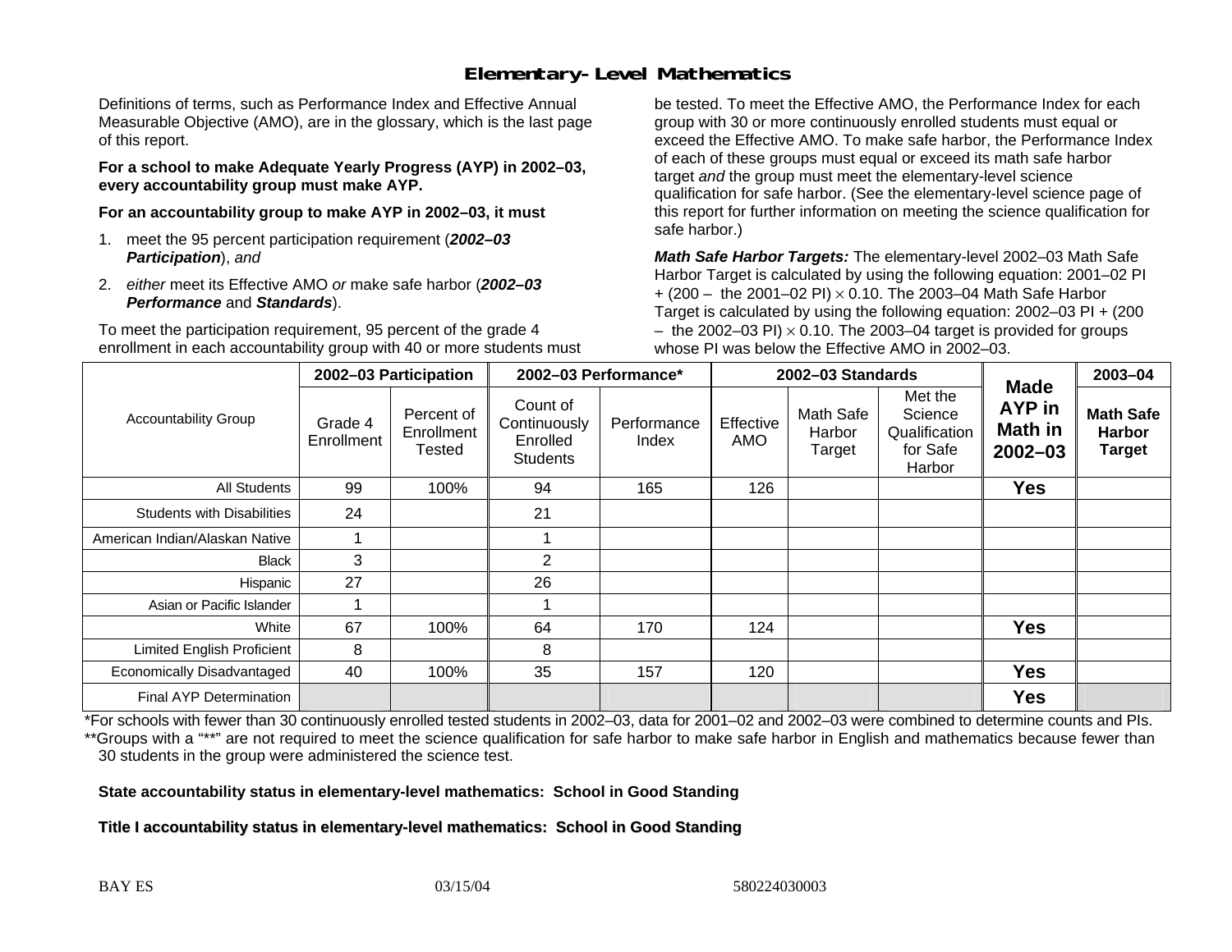# Elementary-Level Mathematics

Definitions of terms, such as Performance Index and Effective Annual Measurable Objective (AMO), are in the glossary, which is the last page of this report.

**For a school to make Adequate Yearly Progress (AYP) in 2002–03, every accountability group must make AYP.**

**For an accountability group to make AYP in 2002–03, it must**

1. meet the 95 percent participation requirement (***2002–03 Participation***), *and*
2. *either* meet its Effective AMO *or* make safe harbor (***2002–03 Performance*** and ***Standards***).

To meet the participation requirement, 95 percent of the grade 4 enrollment in each accountability group with 40 or more students must be tested. To meet the Effective AMO, the Performance Index for each group with 30 or more continuously enrolled students must equal or exceed the Effective AMO. To make safe harbor, the Performance Index of each of these groups must equal or exceed its math safe harbor target *and* the group must meet the elementary-level science qualification for safe harbor. (See the elementary-level science page of this report for further information on meeting the science qualification for safe harbor.)

***Math Safe Harbor Targets:*** The elementary-level 2002–03 Math Safe Harbor Target is calculated by using the following equation: 2001–02 PI + (200 – the 2001–02 PI) $\times$ 0.10. The 2003–04 Math Safe Harbor Target is calculated by using the following equation: 2002–03 PI + (200 – the 2002–03 PI) $\times$ 0.10. The 2003–04 target is provided for groups whose PI was below the Effective AMO in 2002–03.

| Accountability Group | 2002–03 Participation | | 2002–03 Performance* | | 2002–03 Standards | | | Made AYP in Math in 2002–03 | 2003–04 |
|---|---|---|---|---|---|---|---|---|---|
| | Grade 4 Enrollment | Percent of Enrollment Tested | Count of Continuously Enrolled Students | Performance Index | Effective AMO | Math Safe Harbor Target | Met the Science Qualification for Safe Harbor | | Math Safe Harbor Target |
| All Students | 99 | 100% | 94 | 165 | 126 | | | **Yes** | |
| Students with Disabilities | 24 | | 21 | | | | | | |
| American Indian/Alaskan Native | 1 | | 1 | | | | | | |
| Black | 3 | | 2 | | | | | | |
| Hispanic | 27 | | 26 | | | | | | |
| Asian or Pacific Islander | 1 | | 1 | | | | | | |
| White | 67 | 100% | 64 | 170 | 124 | | | **Yes** | |
| Limited English Proficient | 8 | | 8 | | | | | | |
| Economically Disadvantaged | 40 | 100% | 35 | 157 | 120 | | | **Yes** | |
| Final AYP Determination | | | | | | | | **Yes** | |

*For schools with fewer than 30 continuously enrolled tested students in 2002–03, data for 2001–02 and 2002–03 were combined to determine counts and PIs.

**Groups with a "**" are not required to meet the science qualification for safe harbor to make safe harbor in English and mathematics because fewer than 30 students in the group were administered the science test.

**State accountability status in elementary-level mathematics: School in Good Standing**

**Title I accountability status in elementary-level mathematics: School in Good Standing**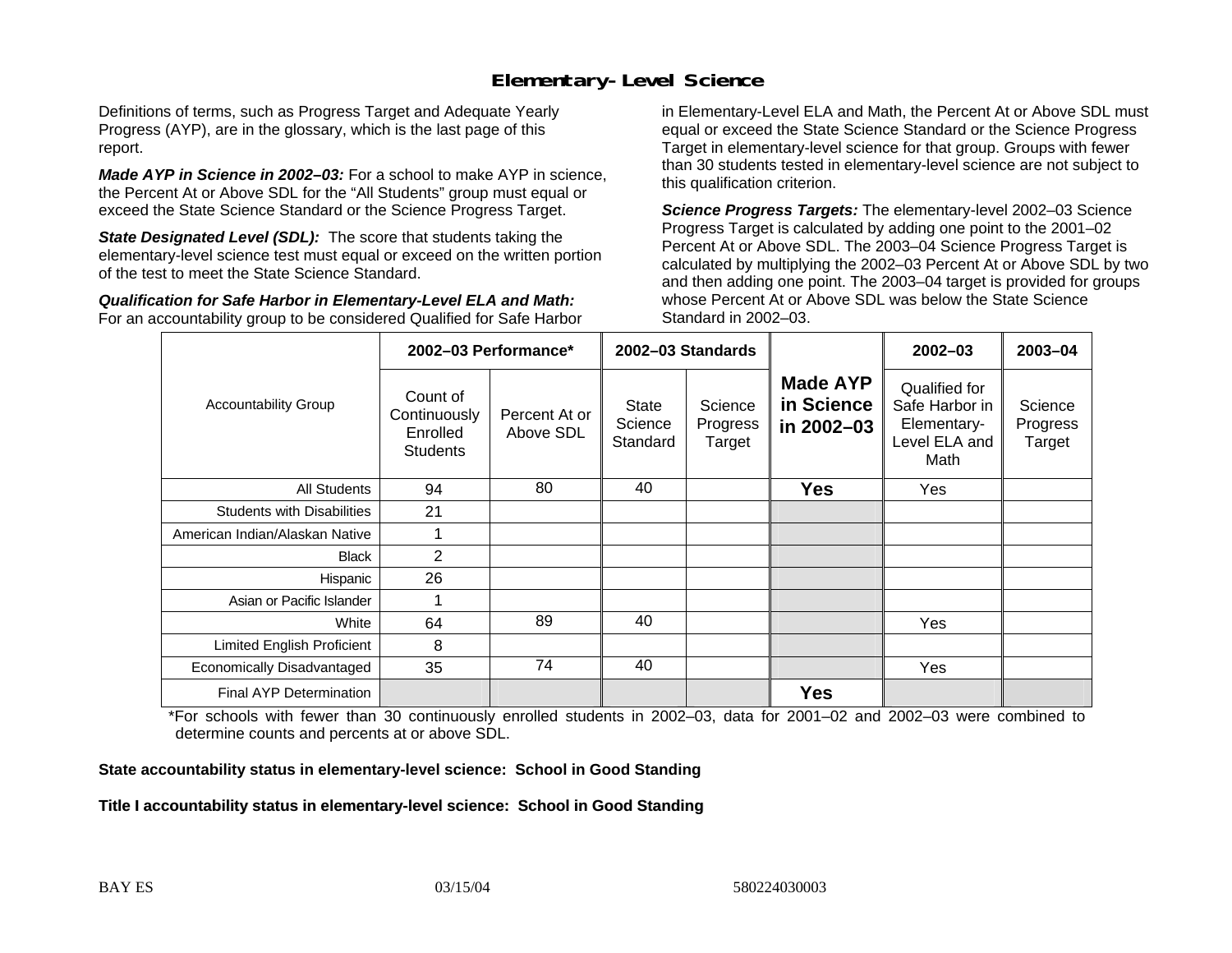# Elementary-Level Science

Definitions of terms, such as Progress Target and Adequate Yearly Progress (AYP), are in the glossary, which is the last page of this report.

***Made AYP in Science in 2002–03:*** For a school to make AYP in science, the Percent At or Above SDL for the "All Students" group must equal or exceed the State Science Standard or the Science Progress Target.

***State Designated Level (SDL):*** The score that students taking the elementary-level science test must equal or exceed on the written portion of the test to meet the State Science Standard.

***Qualification for Safe Harbor in Elementary-Level ELA and Math:*** For an accountability group to be considered Qualified for Safe Harbor in Elementary-Level ELA and Math, the Percent At or Above SDL must equal or exceed the State Science Standard or the Science Progress Target in elementary-level science for that group. Groups with fewer than 30 students tested in elementary-level science are not subject to this qualification criterion.

***Science Progress Targets:*** The elementary-level 2002–03 Science Progress Target is calculated by adding one point to the 2001–02 Percent At or Above SDL. The 2003–04 Science Progress Target is calculated by multiplying the 2002–03 Percent At or Above SDL by two and then adding one point. The 2003–04 target is provided for groups whose Percent At or Above SDL was below the State Science Standard in 2002–03.

| Accountability Group | 2002–03 Performance* | | 2002–03 Standards | | Made AYP in Science in 2002–03 | 2002–03 | 2003–04 |
|---|---|---|---|---|---|---|---|
| | Count of Continuously Enrolled Students | Percent At or Above SDL | State Science Standard | Science Progress Target | | Qualified for Safe Harbor in Elementary-Level ELA and Math | Science Progress Target |
| All Students | 94 | 80 | 40 | | **Yes** | Yes | |
| Students with Disabilities | 21 | | | | | | |
| American Indian/Alaskan Native | 1 | | | | | | |
| Black | 2 | | | | | | |
| Hispanic | 26 | | | | | | |
| Asian or Pacific Islander | 1 | | | | | | |
| White | 64 | 89 | 40 | | | Yes | |
| Limited English Proficient | 8 | | | | | | |
| Economically Disadvantaged | 35 | 74 | 40 | | | Yes | |
| Final AYP Determination | | | | | **Yes** | | |

*For schools with fewer than 30 continuously enrolled students in 2002–03, data for 2001–02 and 2002–03 were combined to determine counts and percents at or above SDL.

**State accountability status in elementary-level science: School in Good Standing**

**Title I accountability status in elementary-level science: School in Good Standing**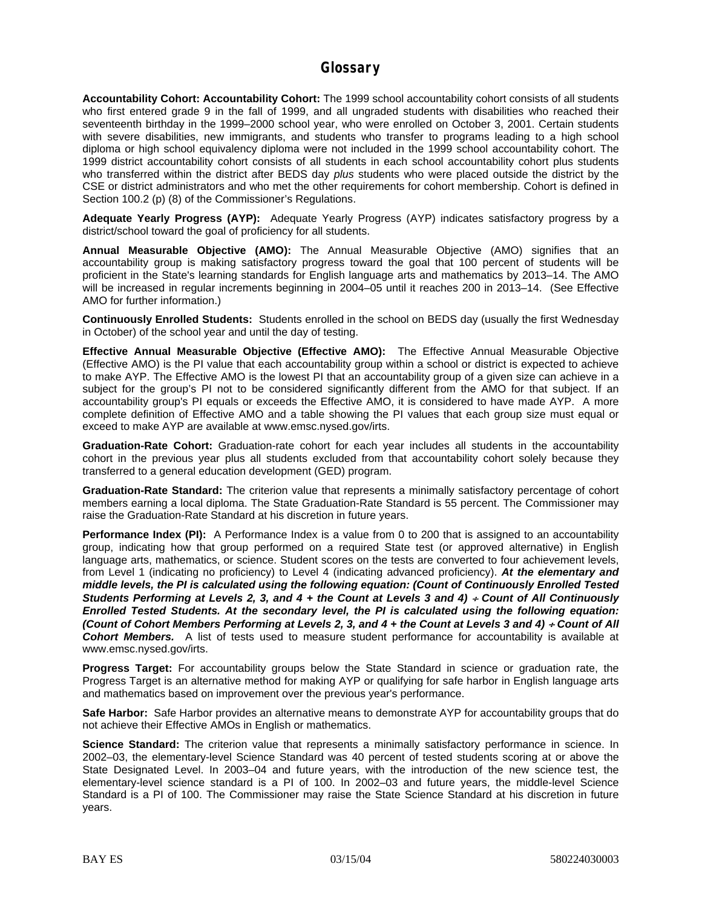# Glossary

**Accountability Cohort: Accountability Cohort:** The 1999 school accountability cohort consists of all students who first entered grade 9 in the fall of 1999, and all ungraded students with disabilities who reached their seventeenth birthday in the 1999–2000 school year, who were enrolled on October 3, 2001. Certain students with severe disabilities, new immigrants, and students who transfer to programs leading to a high school diploma or high school equivalency diploma were not included in the 1999 school accountability cohort. The 1999 district accountability cohort consists of all students in each school accountability cohort plus students who transferred within the district after BEDS day *plus* students who were placed outside the district by the CSE or district administrators and who met the other requirements for cohort membership. Cohort is defined in Section 100.2 (p) (8) of the Commissioner's Regulations.

**Adequate Yearly Progress (AYP):** Adequate Yearly Progress (AYP) indicates satisfactory progress by a district/school toward the goal of proficiency for all students.

**Annual Measurable Objective (AMO):** The Annual Measurable Objective (AMO) signifies that an accountability group is making satisfactory progress toward the goal that 100 percent of students will be proficient in the State's learning standards for English language arts and mathematics by 2013–14. The AMO will be increased in regular increments beginning in 2004–05 until it reaches 200 in 2013–14. (See Effective AMO for further information.)

**Continuously Enrolled Students:** Students enrolled in the school on BEDS day (usually the first Wednesday in October) of the school year and until the day of testing.

**Effective Annual Measurable Objective (Effective AMO):** The Effective Annual Measurable Objective (Effective AMO) is the PI value that each accountability group within a school or district is expected to achieve to make AYP. The Effective AMO is the lowest PI that an accountability group of a given size can achieve in a subject for the group's PI not to be considered significantly different from the AMO for that subject. If an accountability group's PI equals or exceeds the Effective AMO, it is considered to have made AYP. A more complete definition of Effective AMO and a table showing the PI values that each group size must equal or exceed to make AYP are available at www.emsc.nysed.gov/irts.

**Graduation-Rate Cohort:** Graduation-rate cohort for each year includes all students in the accountability cohort in the previous year plus all students excluded from that accountability cohort solely because they transferred to a general education development (GED) program.

**Graduation-Rate Standard:** The criterion value that represents a minimally satisfactory percentage of cohort members earning a local diploma. The State Graduation-Rate Standard is 55 percent. The Commissioner may raise the Graduation-Rate Standard at his discretion in future years.

**Performance Index (PI):** A Performance Index is a value from 0 to 200 that is assigned to an accountability group, indicating how that group performed on a required State test (or approved alternative) in English language arts, mathematics, or science. Student scores on the tests are converted to four achievement levels, from Level 1 (indicating no proficiency) to Level 4 (indicating advanced proficiency). ***At the elementary and middle levels, the PI is calculated using the following equation: (Count of Continuously Enrolled Tested Students Performing at Levels 2, 3, and 4 + the Count at Levels 3 and 4) ÷ Count of All Continuously Enrolled Tested Students. At the secondary level, the PI is calculated using the following equation: (Count of Cohort Members Performing at Levels 2, 3, and 4 + the Count at Levels 3 and 4) ÷ Count of All Cohort Members.*** A list of tests used to measure student performance for accountability is available at www.emsc.nysed.gov/irts.

**Progress Target:** For accountability groups below the State Standard in science or graduation rate, the Progress Target is an alternative method for making AYP or qualifying for safe harbor in English language arts and mathematics based on improvement over the previous year's performance.

**Safe Harbor:** Safe Harbor provides an alternative means to demonstrate AYP for accountability groups that do not achieve their Effective AMOs in English or mathematics.

**Science Standard:** The criterion value that represents a minimally satisfactory performance in science. In 2002–03, the elementary-level Science Standard was 40 percent of tested students scoring at or above the State Designated Level. In 2003–04 and future years, with the introduction of the new science test, the elementary-level science standard is a PI of 100. In 2002–03 and future years, the middle-level Science Standard is a PI of 100. The Commissioner may raise the State Science Standard at his discretion in future years.